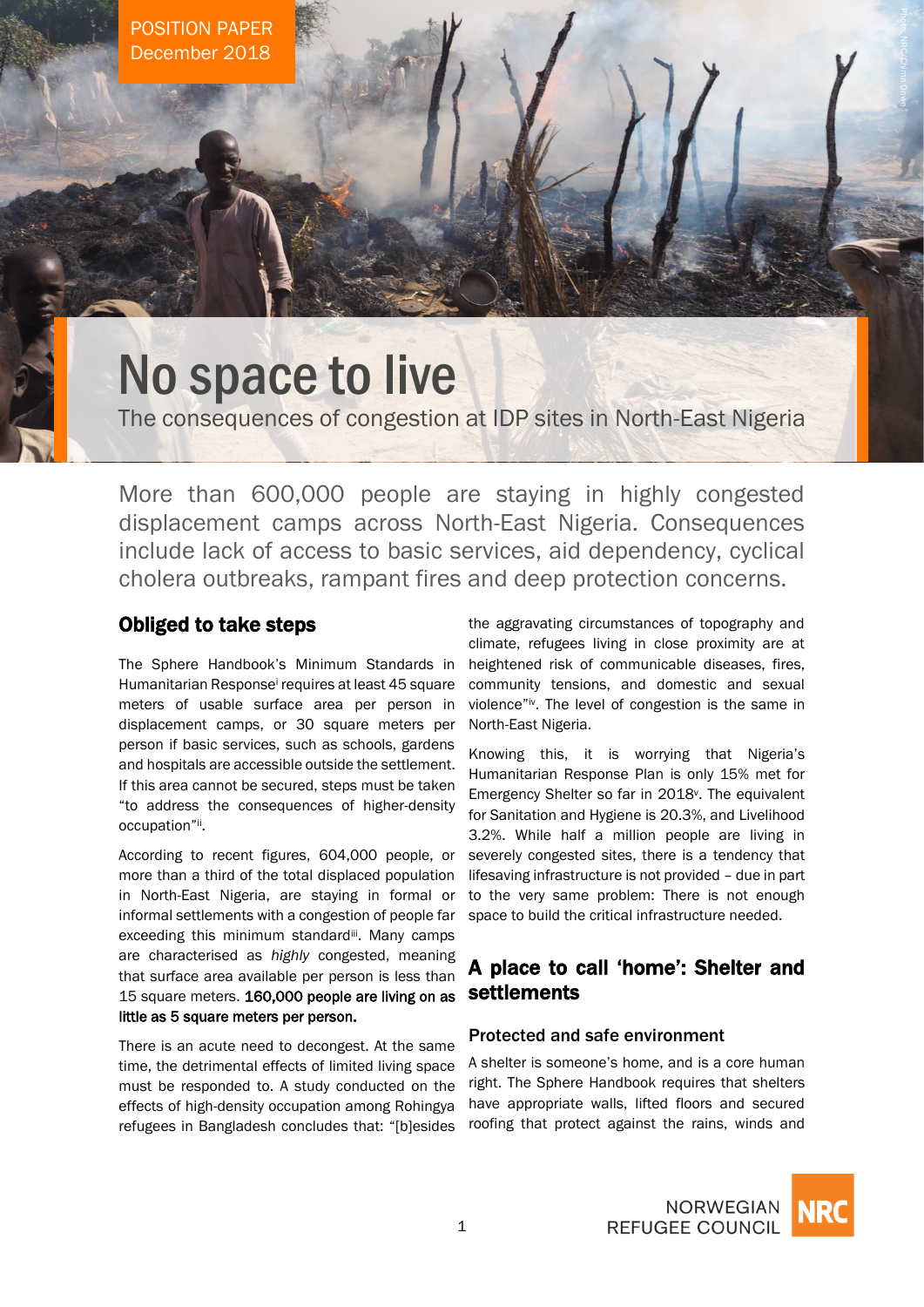POSITION PAPER
December 2018

# No space to live

The consequences of congestion at IDP sites in North-East Nigeria

More than 600,000 people are staying in highly congested displacement camps across North-East Nigeria. Consequences include lack of access to basic services, aid dependency, cyclical cholera outbreaks, rampant fires and deep protection concerns.

## Obliged to take steps

The Sphere Handbook's Minimum Standards in Humanitarian Response[i] requires at least 45 square meters of usable surface area per person in displacement camps, or 30 square meters per person if basic services, such as schools, gardens and hospitals are accessible outside the settlement. If this area cannot be secured, steps must be taken "to address the consequences of higher-density occupation"[ii].

According to recent figures, 604,000 people, or more than a third of the total displaced population in North-East Nigeria, are staying in formal or informal settlements with a congestion of people far exceeding this minimum standard[iii]. Many camps are characterised as *highly* congested, meaning that surface area available per person is less than 15 square meters. **160,000 people are living on as little as 5 square meters per person.**

There is an acute need to decongest. At the same time, the detrimental effects of limited living space must be responded to. A study conducted on the effects of high-density occupation among Rohingya refugees in Bangladesh concludes that: "[b]esides the aggravating circumstances of topography and climate, refugees living in close proximity are at heightened risk of communicable diseases, fires, community tensions, and domestic and sexual violence"[iv]. The level of congestion is the same in North-East Nigeria.

Knowing this, it is worrying that Nigeria's Humanitarian Response Plan is only 15% met for Emergency Shelter so far in 2018[v]. The equivalent for Sanitation and Hygiene is 20.3%, and Livelihood 3.2%. While half a million people are living in severely congested sites, there is a tendency that lifesaving infrastructure is not provided – due in part to the very same problem: There is not enough space to build the critical infrastructure needed.

## A place to call 'home': Shelter and settlements

### Protected and safe environment

A shelter is someone's home, and is a core human right. The Sphere Handbook requires that shelters have appropriate walls, lifted floors and secured roofing that protect against the rains, winds and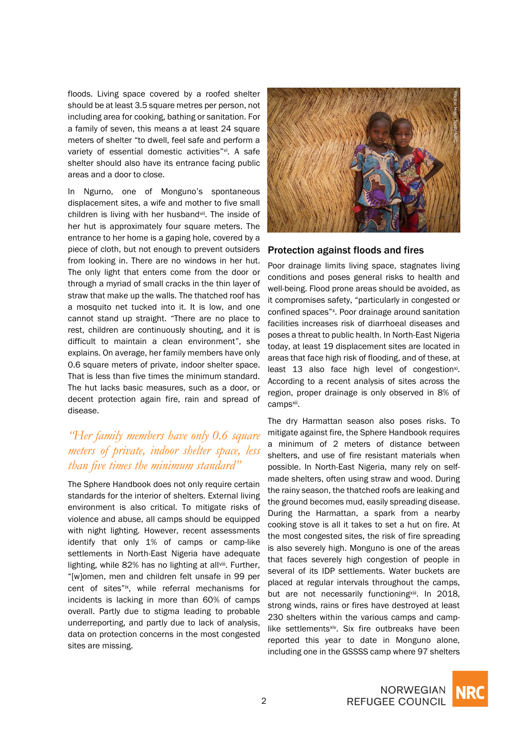floods. Living space covered by a roofed shelter should be at least 3.5 square metres per person, not including area for cooking, bathing or sanitation. For a family of seven, this means a at least 24 square meters of shelter "to dwell, feel safe and perform a variety of essential domestic activities"[vi]. A safe shelter should also have its entrance facing public areas and a door to close.

In Ngurno, one of Monguno's spontaneous displacement sites, a wife and mother to five small children is living with her husband[vii]. The inside of her hut is approximately four square meters. The entrance to her home is a gaping hole, covered by a piece of cloth, but not enough to prevent outsiders from looking in. There are no windows in her hut. The only light that enters come from the door or through a myriad of small cracks in the thin layer of straw that make up the walls. The thatched roof has a mosquito net tucked into it. It is low, and one cannot stand up straight. "There are no place to rest, children are continuously shouting, and it is difficult to maintain a clean environment", she explains. On average, her family members have only 0.6 square meters of private, indoor shelter space. That is less than five times the minimum standard. The hut lacks basic measures, such as a door, or decent protection again fire, rain and spread of disease.

*"Her family members have only 0.6 square meters of private, indoor shelter space, less than five times the minimum standard"*

The Sphere Handbook does not only require certain standards for the interior of shelters. External living environment is also critical. To mitigate risks of violence and abuse, all camps should be equipped with night lighting. However, recent assessments identify that only 1% of camps or camp-like settlements in North-East Nigeria have adequate lighting, while 82% has no lighting at all[viii]. Further, "[w]omen, men and children felt unsafe in 99 per cent of sites"[ix], while referral mechanisms for incidents is lacking in more than 60% of camps overall. Partly due to stigma leading to probable underreporting, and partly due to lack of analysis, data on protection concerns in the most congested sites are missing.

Photo: Hajer Naili/NRC

## Protection against floods and fires

Poor drainage limits living space, stagnates living conditions and poses general risks to health and well-being. Flood prone areas should be avoided, as it compromises safety, "particularly in congested or confined spaces"[x]. Poor drainage around sanitation facilities increases risk of diarrhoeal diseases and poses a threat to public health. In North-East Nigeria today, at least 19 displacement sites are located in areas that face high risk of flooding, and of these, at least 13 also face high level of congestion[xi]. According to a recent analysis of sites across the region, proper drainage is only observed in 8% of camps[xii].

The dry Harmattan season also poses risks. To mitigate against fire, the Sphere Handbook requires a minimum of 2 meters of distance between shelters, and use of fire resistant materials when possible. In North-East Nigeria, many rely on self-made shelters, often using straw and wood. During the rainy season, the thatched roofs are leaking and the ground becomes mud, easily spreading disease. During the Harmattan, a spark from a nearby cooking stove is all it takes to set a hut on fire. At the most congested sites, the risk of fire spreading is also severely high. Monguno is one of the areas that faces severely high congestion of people in several of its IDP settlements. Water buckets are placed at regular intervals throughout the camps, but are not necessarily functioning[xiii]. In 2018, strong winds, rains or fires have destroyed at least 230 shelters within the various camps and camp-like settlements[xiv]. Six fire outbreaks have been reported this year to date in Monguno alone, including one in the GSSSS camp where 97 shelters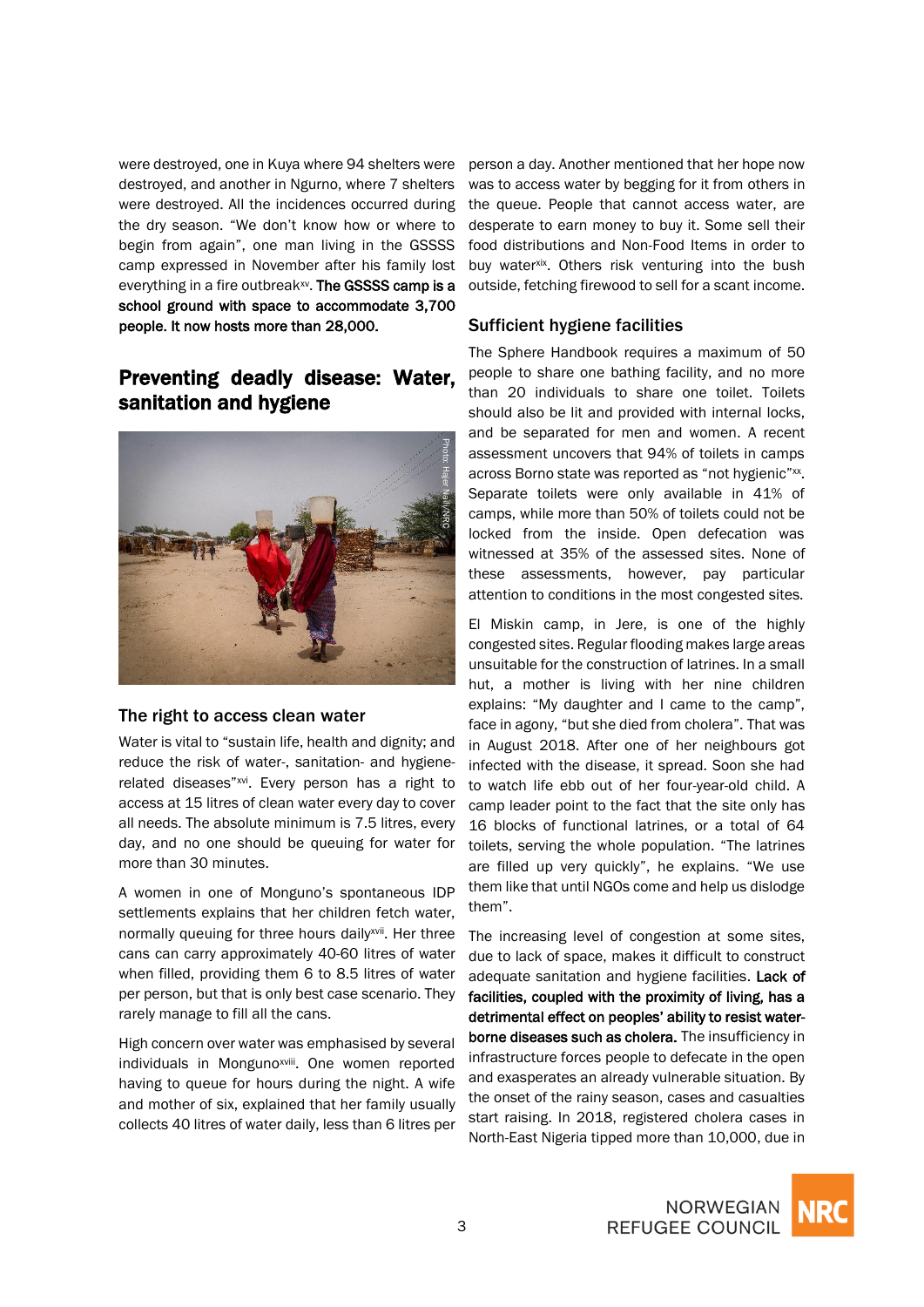were destroyed, one in Kuya where 94 shelters were destroyed, and another in Ngurno, where 7 shelters were destroyed. All the incidences occurred during the dry season. "We don't know how or where to begin from again", one man living in the GSSSS camp expressed in November after his family lost everything in a fire outbreak[xv]. **The GSSSS camp is a school ground with space to accommodate 3,700 people. It now hosts more than 28,000.**

## Preventing deadly disease: Water, sanitation and hygiene

Photo: Hajer Naili/NRC

### The right to access clean water

Water is vital to "sustain life, health and dignity; and reduce the risk of water-, sanitation- and hygiene-related diseases"[xvi]. Every person has a right to access at 15 litres of clean water every day to cover all needs. The absolute minimum is 7.5 litres, every day, and no one should be queuing for water for more than 30 minutes.

A women in one of Monguno's spontaneous IDP settlements explains that her children fetch water, normally queuing for three hours daily[xvii]. Her three cans can carry approximately 40-60 litres of water when filled, providing them 6 to 8.5 litres of water per person, but that is only best case scenario. They rarely manage to fill all the cans.

High concern over water was emphasised by several individuals in Monguno[xviii]. One women reported having to queue for hours during the night. A wife and mother of six, explained that her family usually collects 40 litres of water daily, less than 6 litres per person a day. Another mentioned that her hope now was to access water by begging for it from others in the queue. People that cannot access water, are desperate to earn money to buy it. Some sell their food distributions and Non-Food Items in order to buy water[xix]. Others risk venturing into the bush outside, fetching firewood to sell for a scant income.

### Sufficient hygiene facilities

The Sphere Handbook requires a maximum of 50 people to share one bathing facility, and no more than 20 individuals to share one toilet. Toilets should also be lit and provided with internal locks, and be separated for men and women. A recent assessment uncovers that 94% of toilets in camps across Borno state was reported as "not hygienic"[xx]. Separate toilets were only available in 41% of camps, while more than 50% of toilets could not be locked from the inside. Open defecation was witnessed at 35% of the assessed sites. None of these assessments, however, pay particular attention to conditions in the most congested sites.

El Miskin camp, in Jere, is one of the highly congested sites. Regular flooding makes large areas unsuitable for the construction of latrines. In a small hut, a mother is living with her nine children explains: "My daughter and I came to the camp", face in agony, "but she died from cholera". That was in August 2018. After one of her neighbours got infected with the disease, it spread. Soon she had to watch life ebb out of her four-year-old child. A camp leader point to the fact that the site only has 16 blocks of functional latrines, or a total of 64 toilets, serving the whole population. "The latrines are filled up very quickly", he explains. "We use them like that until NGOs come and help us dislodge them".

The increasing level of congestion at some sites, due to lack of space, makes it difficult to construct adequate sanitation and hygiene facilities. **Lack of facilities, coupled with the proximity of living, has a detrimental effect on peoples' ability to resist water-borne diseases such as cholera.** The insufficiency in infrastructure forces people to defecate in the open and exasperates an already vulnerable situation. By the onset of the rainy season, cases and casualties start raising. In 2018, registered cholera cases in North-East Nigeria tipped more than 10,000, due in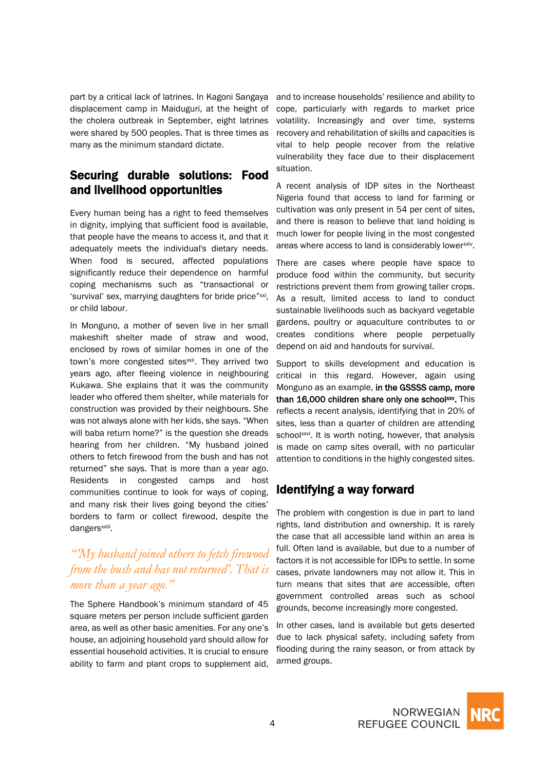part by a critical lack of latrines. In Kagoni Sangaya displacement camp in Maiduguri, at the height of the cholera outbreak in September, eight latrines were shared by 500 peoples. That is three times as many as the minimum standard dictate.

## Securing durable solutions: Food and livelihood opportunities

Every human being has a right to feed themselves in dignity, implying that sufficient food is available, that people have the means to access it, and that it adequately meets the individual's dietary needs. When food is secured, affected populations significantly reduce their dependence on harmful coping mechanisms such as "transactional or 'survival' sex, marrying daughters for bride price"[xxi], or child labour.

In Monguno, a mother of seven live in her small makeshift shelter made of straw and wood, enclosed by rows of similar homes in one of the town's more congested sites[xxii]. They arrived two years ago, after fleeing violence in neighbouring Kukawa. She explains that it was the community leader who offered them shelter, while materials for construction was provided by their neighbours. She was not always alone with her kids, she says. "When will baba return home?" is the question she dreads hearing from her children. "My husband joined others to fetch firewood from the bush and has not returned" she says. That is more than a year ago. Residents in congested camps and host communities continue to look for ways of coping, and many risk their lives going beyond the cities' borders to farm or collect firewood, despite the dangers[xxiii].

*"My husband joined others to fetch firewood from the bush and has not returned'. That is more than a year ago."*

The Sphere Handbook's minimum standard of 45 square meters per person include sufficient garden area, as well as other basic amenities. For any one's house, an adjoining household yard should allow for essential household activities. It is crucial to ensure ability to farm and plant crops to supplement aid, and to increase households' resilience and ability to cope, particularly with regards to market price volatility. Increasingly and over time, systems recovery and rehabilitation of skills and capacities is vital to help people recover from the relative vulnerability they face due to their displacement situation.

A recent analysis of IDP sites in the Northeast Nigeria found that access to land for farming or cultivation was only present in 54 per cent of sites, and there is reason to believe that land holding is much lower for people living in the most congested areas where access to land is considerably lower[xxiv].

There are cases where people have space to produce food within the community, but security restrictions prevent them from growing taller crops. As a result, limited access to land to conduct sustainable livelihoods such as backyard vegetable gardens, poultry or aquaculture contributes to or creates conditions where people perpetually depend on aid and handouts for survival.

Support to skills development and education is critical in this regard. However, again using Monguno as an example, **in the GSSSS camp, more than 16,000 children share only one school[xxv].** This reflects a recent analysis, identifying that in 20% of sites, less than a quarter of children are attending school[xxvi]. It is worth noting, however, that analysis is made on camp sites overall, with no particular attention to conditions in the highly congested sites.

## Identifying a way forward

The problem with congestion is due in part to land rights, land distribution and ownership. It is rarely the case that all accessible land within an area is full. Often land is available, but due to a number of factors it is not accessible for IDPs to settle. In some cases, private landowners may not allow it. This in turn means that sites that *are* accessible, often government controlled areas such as school grounds, become increasingly more congested.

In other cases, land is available but gets deserted due to lack physical safety, including safety from flooding during the rainy season, or from attack by armed groups.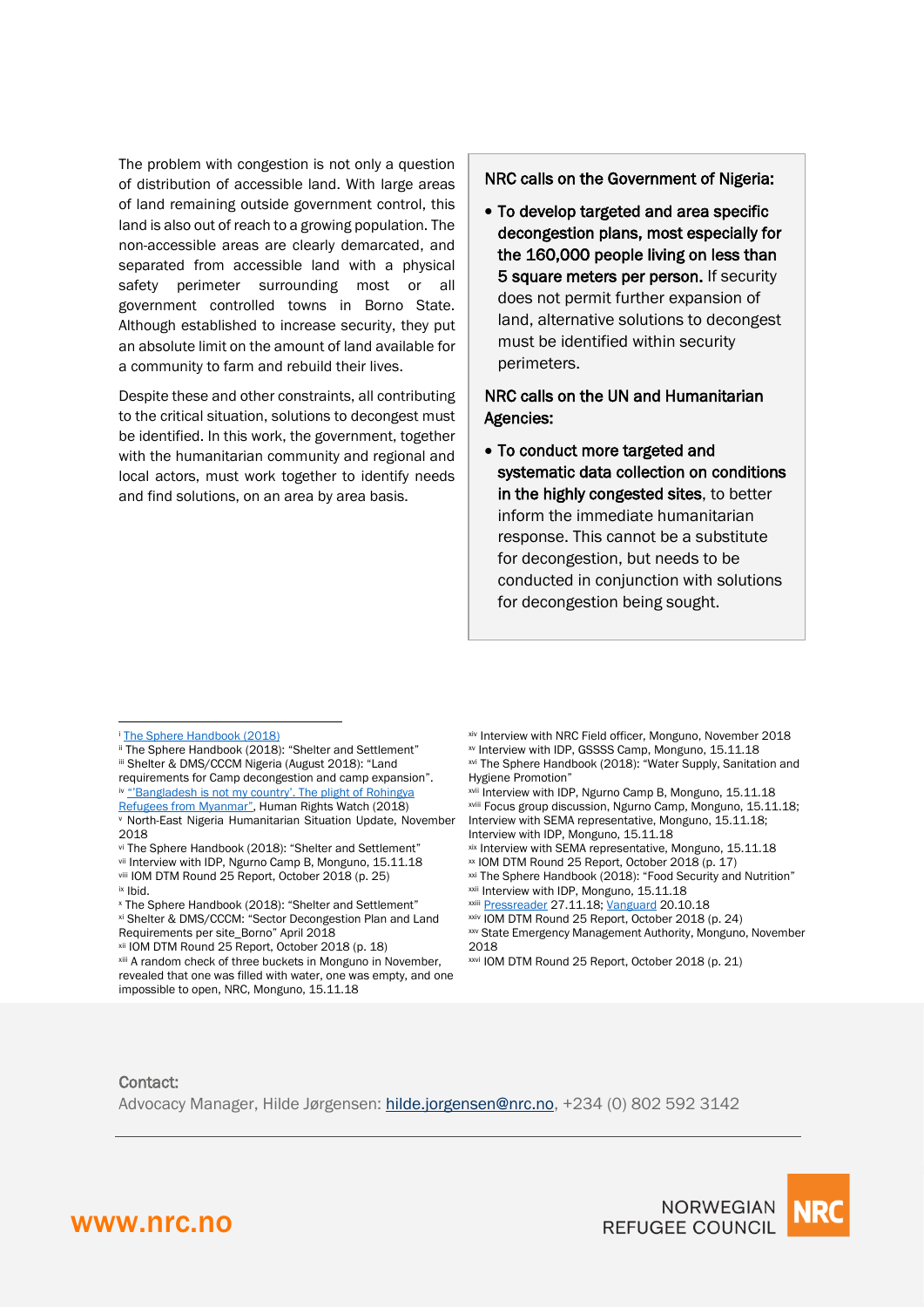The problem with congestion is not only a question of distribution of accessible land. With large areas of land remaining outside government control, this land is also out of reach to a growing population. The non-accessible areas are clearly demarcated, and separated from accessible land with a physical safety perimeter surrounding most or all government controlled towns in Borno State. Although established to increase security, they put an absolute limit on the amount of land available for a community to farm and rebuild their lives.

Despite these and other constraints, all contributing to the critical situation, solutions to decongest must be identified. In this work, the government, together with the humanitarian community and regional and local actors, must work together to identify needs and find solutions, on an area by area basis.

NRC calls on the Government of Nigeria:

- **To develop targeted and area specific decongestion plans, most especially for the 160,000 people living on less than 5 square meters per person.** If security does not permit further expansion of land, alternative solutions to decongest must be identified within security perimeters.

NRC calls on the UN and Humanitarian Agencies:

- **To conduct more targeted and systematic data collection on conditions in the highly congested sites**, to better inform the immediate humanitarian response. This cannot be a substitute for decongestion, but needs to be conducted in conjunction with solutions for decongestion being sought.

---

[i] The Sphere Handbook (2018)
[ii] The Sphere Handbook (2018): "Shelter and Settlement"
[iii] Shelter & DMS/CCCM Nigeria (August 2018): "Land requirements for Camp decongestion and camp expansion".
[iv] "'Bangladesh is not my country'. The plight of Rohingya Refugees from Myanmar", Human Rights Watch (2018)
[v] North-East Nigeria Humanitarian Situation Update, November 2018
[vi] The Sphere Handbook (2018): "Shelter and Settlement"
[vii] Interview with IDP, Ngurno Camp B, Monguno, 15.11.18
[viii] IOM DTM Round 25 Report, October 2018 (p. 25)
[ix] Ibid.
[x] The Sphere Handbook (2018): "Shelter and Settlement"
[xi] Shelter & DMS/CCCM: "Sector Decongestion Plan and Land Requirements per site_Borno" April 2018
[xii] IOM DTM Round 25 Report, October 2018 (p. 18)
[xiii] A random check of three buckets in Monguno in November, revealed that one was filled with water, one was empty, and one impossible to open, NRC, Monguno, 15.11.18
[xiv] Interview with NRC Field officer, Monguno, November 2018
[xv] Interview with IDP, GSSSS Camp, Monguno, 15.11.18
[xvi] The Sphere Handbook (2018): "Water Supply, Sanitation and Hygiene Promotion"
[xvii] Interview with IDP, Ngurno Camp B, Monguno, 15.11.18
[xviii] Focus group discussion, Ngurno Camp, Monguno, 15.11.18; Interview with SEMA representative, Monguno, 15.11.18; Interview with IDP, Monguno, 15.11.18
[xix] Interview with SEMA representative, Monguno, 15.11.18
[xx] IOM DTM Round 25 Report, October 2018 (p. 17)
[xxi] The Sphere Handbook (2018): "Food Security and Nutrition"
[xxii] Interview with IDP, Monguno, 15.11.18
[xxiii] Pressreader 27.11.18; Vanguard 20.10.18
[xxiv] IOM DTM Round 25 Report, October 2018 (p. 24)
[xxv] State Emergency Management Authority, Monguno, November 2018
[xxvi] IOM DTM Round 25 Report, October 2018 (p. 21)

Contact:
Advocacy Manager, Hilde Jørgensen: hilde.jorgensen@nrc.no, +234 (0) 802 592 3142

www.nrc.no

NORWEGIAN REFUGEE COUNCIL NRC